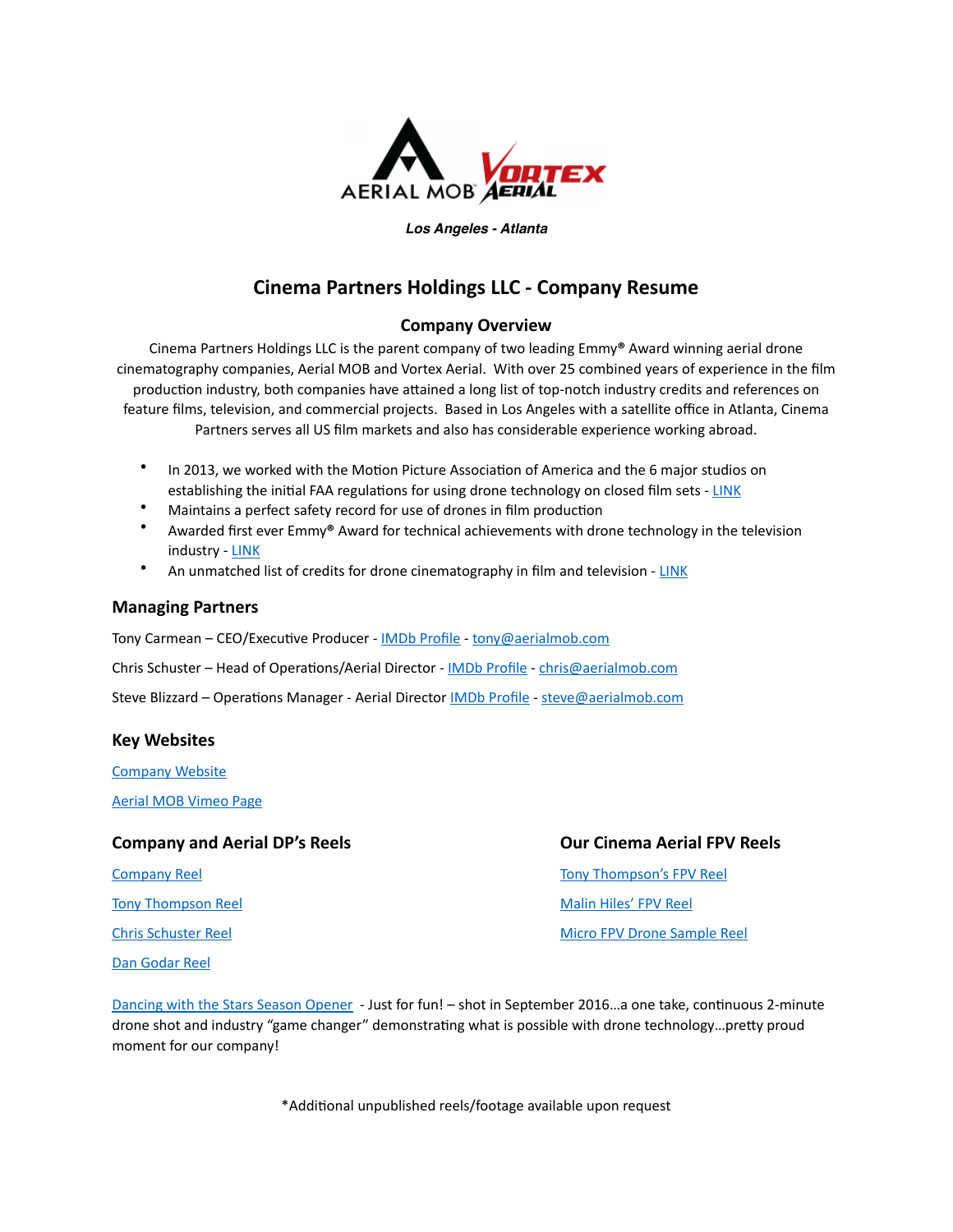*Los Angeles - Atlanta*

# Cinema Partners Holdings LLC - Company Resume

## Company Overview

Cinema Partners Holdings LLC is the parent company of two leading Emmy® Award winning aerial drone cinematography companies, Aerial MOB and Vortex Aerial. With over 25 combined years of experience in the film production industry, both companies have attained a long list of top-notch industry credits and references on feature films, television, and commercial projects. Based in Los Angeles with a satellite office in Atlanta, Cinema Partners serves all US film markets and also has considerable experience working abroad.

- In 2013, we worked with the Motion Picture Association of America and the 6 major studios on establishing the initial FAA regulations for using drone technology on closed film sets - LINK
- Maintains a perfect safety record for use of drones in film production
- Awarded first ever Emmy® Award for technical achievements with drone technology in the television industry - LINK
- An unmatched list of credits for drone cinematography in film and television - LINK

## Managing Partners

Tony Carmean – CEO/Executive Producer - IMDb Profile - tony@aerialmob.com

Chris Schuster – Head of Operations/Aerial Director - IMDb Profile - chris@aerialmob.com

Steve Blizzard – Operations Manager - Aerial Director IMDb Profile - steve@aerialmob.com

## Key Websites

Company Website

Aerial MOB Vimeo Page

## Company and Aerial DP's Reels

Company Reel

Tony Thompson Reel

Chris Schuster Reel

Dan Godar Reel

## Our Cinema Aerial FPV Reels

Tony Thompson's FPV Reel

Malin Hiles' FPV Reel

Micro FPV Drone Sample Reel

Dancing with the Stars Season Opener - Just for fun! – shot in September 2016…a one take, continuous 2-minute drone shot and industry "game changer" demonstrating what is possible with drone technology…pretty proud moment for our company!

*Additional unpublished reels/footage available upon request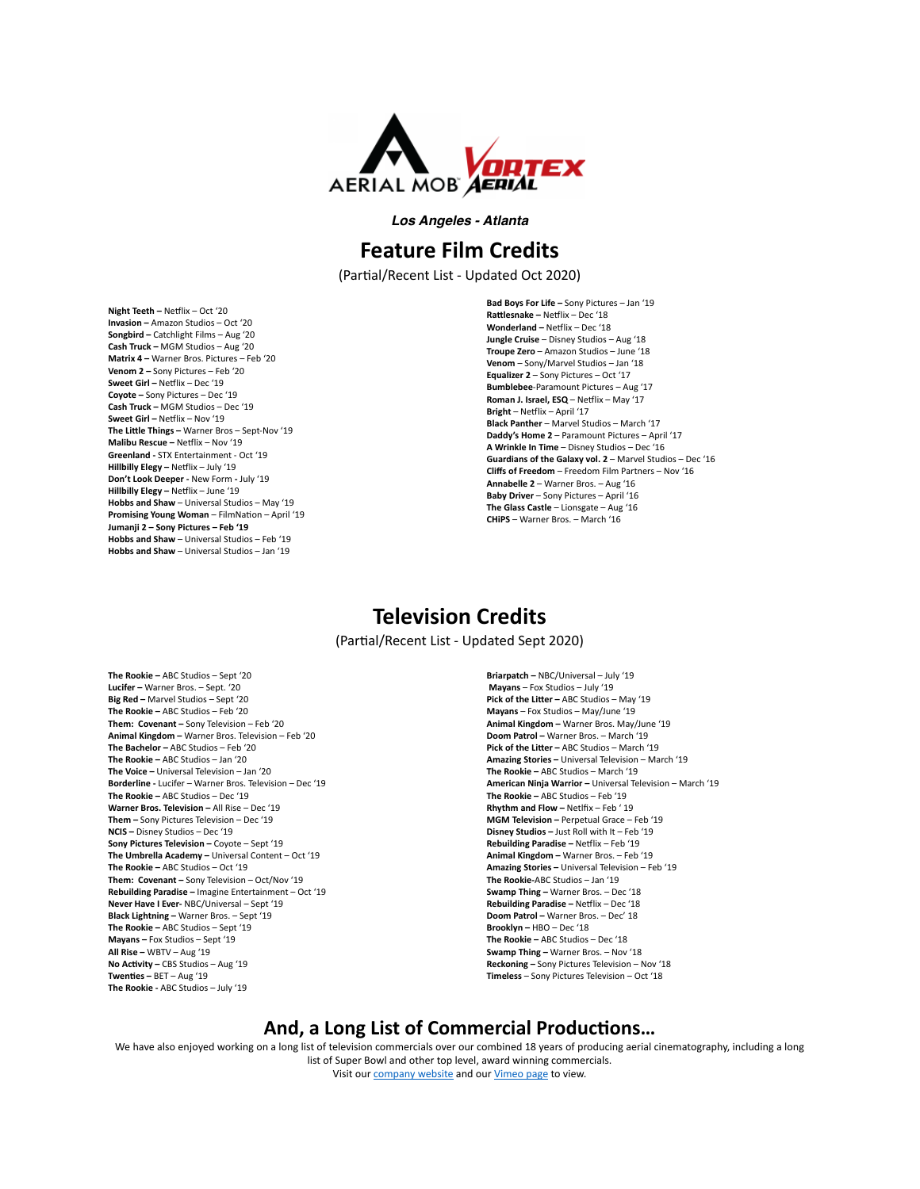AERIAL MOB VORTEX AERIAL

***Los Angeles - Atlanta***

# Feature Film Credits

(Partial/Recent List - Updated Oct 2020)

**Night Teeth –** Netflix – Oct '20
**Invasion –** Amazon Studios – Oct '20
**Songbird –** Catchlight Films – Aug '20
**Cash Truck –** MGM Studios – Aug '20
**Matrix 4 –** Warner Bros. Pictures – Feb '20
**Venom 2 –** Sony Pictures – Feb '20
**Sweet Girl –** Netflix – Dec '19
**Coyote –** Sony Pictures – Dec '19
**Cash Truck –** MGM Studios – Dec '19
**Sweet Girl –** Netflix – Nov '19
**The Little Things –** Warner Bros – Sept-Nov '19
**Malibu Rescue –** Netflix – Nov '19
**Greenland -** STX Entertainment - Oct '19
**Hillbilly Elegy –** Netflix – July '19
**Don't Look Deeper -** New Form - July '19
**Hillbilly Elegy –** Netflix – June '19
**Hobbs and Shaw** – Universal Studios – May '19
**Promising Young Woman** – FilmNation – April '19
**Jumanji 2 – Sony Pictures – Feb '19**
**Hobbs and Shaw** – Universal Studios – Feb '19
**Hobbs and Shaw** – Universal Studios – Jan '19
**Bad Boys For Life –** Sony Pictures – Jan '19
**Rattlesnake –** Netflix – Dec '18
**Wonderland –** Netflix – Dec '18
**Jungle Cruise** – Disney Studios – Aug '18
**Troupe Zero** – Amazon Studios – June '18
**Venom** – Sony/Marvel Studios – Jan '18
**Equalizer 2** – Sony Pictures – Oct '17
**Bumblebee**-Paramount Pictures – Aug '17
**Roman J. Israel, ESQ** – Netflix – May '17
**Bright** – Netflix – April '17
**Black Panther** – Marvel Studios – March '17
**Daddy's Home 2** – Paramount Pictures – April '17
**A Wrinkle In Time** – Disney Studios – Dec '16
**Guardians of the Galaxy vol. 2** – Marvel Studios – Dec '16
**Cliffs of Freedom** – Freedom Film Partners – Nov '16
**Annabelle 2** – Warner Bros. – Aug '16
**Baby Driver** – Sony Pictures – April '16
**The Glass Castle** – Lionsgate – Aug '16
**CHiPS** – Warner Bros. – March '16

# Television Credits

(Partial/Recent List - Updated Sept 2020)

**The Rookie –** ABC Studios – Sept '20
**Lucifer –** Warner Bros. – Sept. '20
**Big Red –** Marvel Studios – Sept '20
**The Rookie –** ABC Studios – Feb '20
**Them: Covenant –** Sony Television – Feb '20
**Animal Kingdom –** Warner Bros. Television – Feb '20
**The Bachelor –** ABC Studios – Feb '20
**The Rookie –** ABC Studios – Jan '20
**The Voice –** Universal Television – Jan '20
**Borderline -** Lucifer – Warner Bros. Television – Dec '19
**The Rookie –** ABC Studios – Dec '19
**Warner Bros. Television –** All Rise – Dec '19
**Them –** Sony Pictures Television – Dec '19
**NCIS –** Disney Studios – Dec '19
**Sony Pictures Television –** Coyote – Sept '19
**The Umbrella Academy –** Universal Content – Oct '19
**The Rookie –** ABC Studios – Oct '19
**Them: Covenant –** Sony Television – Oct/Nov '19
**Rebuilding Paradise –** Imagine Entertainment – Oct '19
**Never Have I Ever-** NBC/Universal – Sept '19
**Black Lightning –** Warner Bros. – Sept '19
**The Rookie –** ABC Studios – Sept '19
**Mayans –** Fox Studios – Sept '19
**All Rise –** WBTV – Aug '19
**No Activity –** CBS Studios – Aug '19
**Twenties –** BET – Aug '19
**The Rookie** - ABC Studios – July '19
**Briarpatch –** NBC/Universal – July '19
**Mayans** – Fox Studios – July '19
**Pick of the Litter –** ABC Studios – May '19
**Mayans** – Fox Studios – May/June '19
**Animal Kingdom –** Warner Bros. May/June '19
**Doom Patrol –** Warner Bros. – March '19
**Pick of the Litter –** ABC Studios – March '19
**Amazing Stories –** Universal Television – March '19
**The Rookie –** ABC Studios – March '19
**American Ninja Warrior –** Universal Television – March '19
**The Rookie –** ABC Studios – Feb '19
**Rhythm and Flow –** Netlfix – Feb ' 19
**MGM Television –** Perpetual Grace – Feb '19
**Disney Studios –** Just Roll with It – Feb '19
**Rebuilding Paradise –** Netflix – Feb '19
**Animal Kingdom –** Warner Bros. – Feb '19
**Amazing Stories –** Universal Television – Feb '19
**The Rookie**-ABC Studios – Jan '19
**Swamp Thing –** Warner Bros. – Dec '18
**Rebuilding Paradise –** Netflix – Dec '18
**Doom Patrol –** Warner Bros. – Dec' 18
**Brooklyn –** HBO – Dec '18
**The Rookie –** ABC Studios – Dec '18
**Swamp Thing –** Warner Bros. – Nov '18
**Reckoning –** Sony Pictures Television – Nov '18
**Timeless** – Sony Pictures Television – Oct '18

## And, a Long List of Commercial Productions…

We have also enjoyed working on a long list of television commercials over our combined 18 years of producing aerial cinematography, including a long list of Super Bowl and other top level, award winning commercials.
Visit our company website and our Vimeo page to view.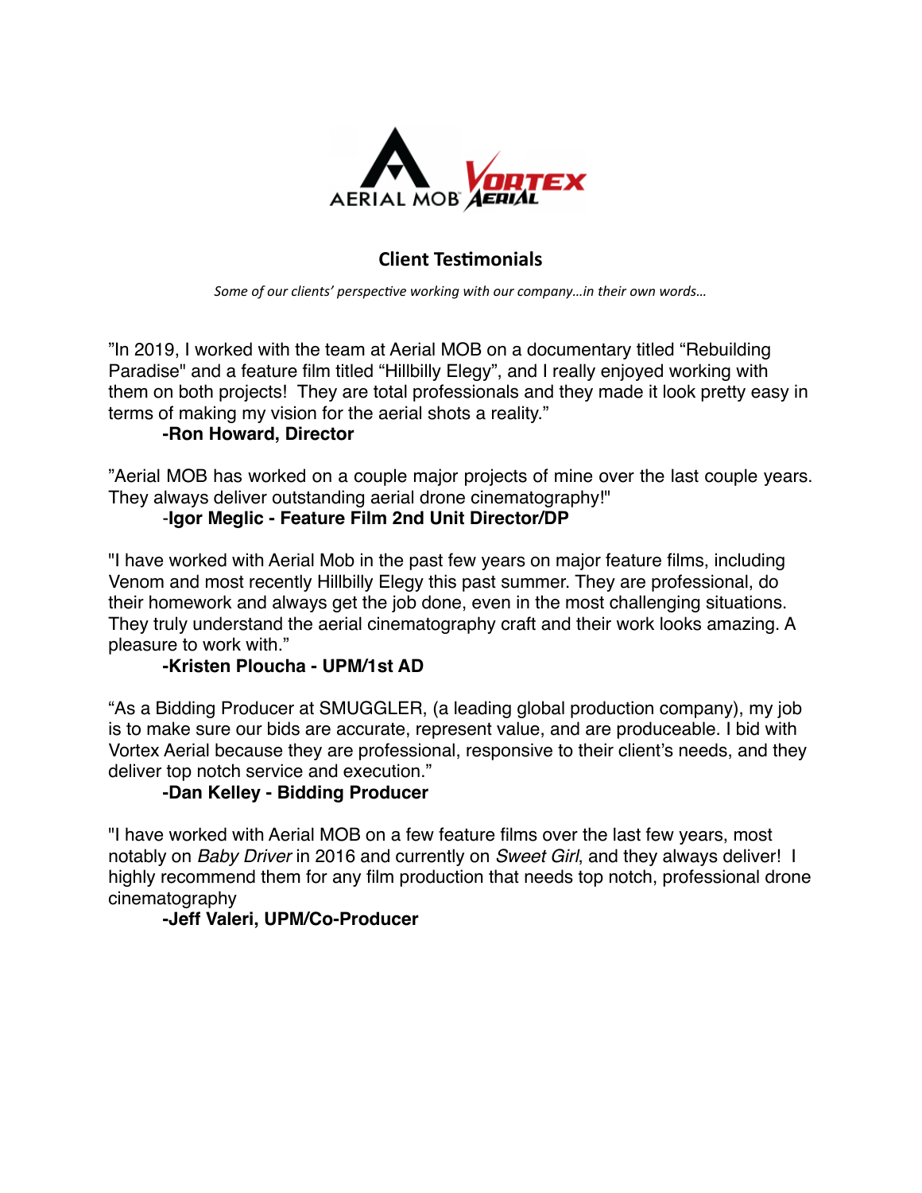## Client Testimonials

*Some of our clients' perspective working with our company…in their own words…*

"In 2019, I worked with the team at Aerial MOB on a documentary titled "Rebuilding Paradise" and a feature film titled "Hillbilly Elegy", and I really enjoyed working with them on both projects! They are total professionals and they made it look pretty easy in terms of making my vision for the aerial shots a reality."

**-Ron Howard, Director**

"Aerial MOB has worked on a couple major projects of mine over the last couple years. They always deliver outstanding aerial drone cinematography!"

-**Igor Meglic - Feature Film 2nd Unit Director/DP**

"I have worked with Aerial Mob in the past few years on major feature films, including Venom and most recently Hillbilly Elegy this past summer. They are professional, do their homework and always get the job done, even in the most challenging situations. They truly understand the aerial cinematography craft and their work looks amazing. A pleasure to work with."

**-Kristen Ploucha - UPM/1st AD**

"As a Bidding Producer at SMUGGLER, (a leading global production company), my job is to make sure our bids are accurate, represent value, and are produceable. I bid with Vortex Aerial because they are professional, responsive to their client's needs, and they deliver top notch service and execution."

**-Dan Kelley - Bidding Producer**

"I have worked with Aerial MOB on a few feature films over the last few years, most notably on *Baby Driver* in 2016 and currently on *Sweet Girl*, and they always deliver! I highly recommend them for any film production that needs top notch, professional drone cinematography

**-Jeff Valeri, UPM/Co-Producer**